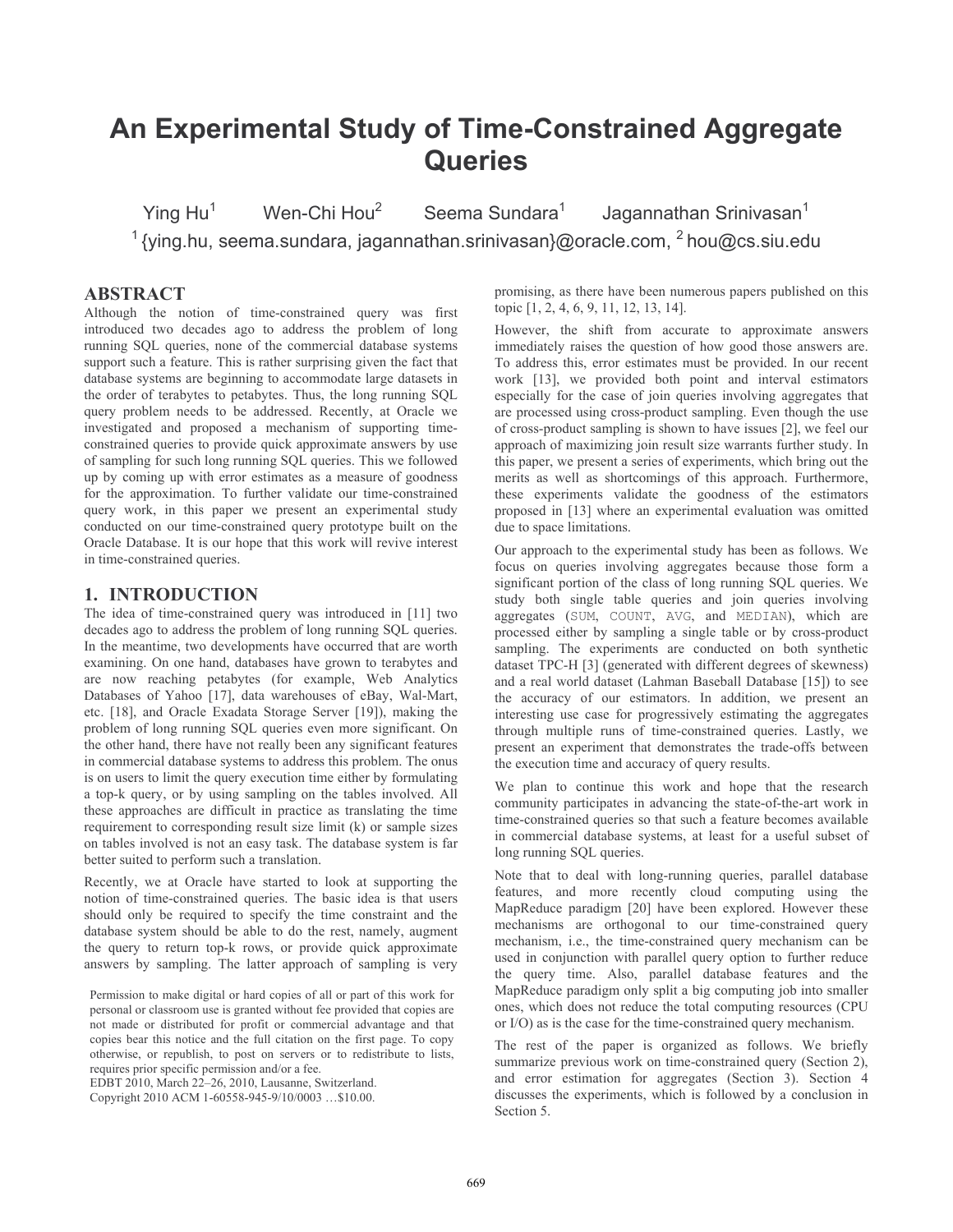# An Experimental Study of Time-Constrained Aggregate Queries

Ying Hu[1] Wen-Chi Hou[2] Seema Sundara[1] Jagannathan Srinivasan[1]

[1] {ying.hu, seema.sundara, jagannathan.srinivasan}@oracle.com, [2] hou@cs.siu.edu

## ABSTRACT

Although the notion of time-constrained query was first introduced two decades ago to address the problem of long running SQL queries, none of the commercial database systems support such a feature. This is rather surprising given the fact that database systems are beginning to accommodate large datasets in the order of terabytes to petabytes. Thus, the long running SQL query problem needs to be addressed. Recently, at Oracle we investigated and proposed a mechanism of supporting time-constrained queries to provide quick approximate answers by use of sampling for such long running SQL queries. This we followed up by coming up with error estimates as a measure of goodness for the approximation. To further validate our time-constrained query work, in this paper we present an experimental study conducted on our time-constrained query prototype built on the Oracle Database. It is our hope that this work will revive interest in time-constrained queries.

## 1. INTRODUCTION

The idea of time-constrained query was introduced in [11] two decades ago to address the problem of long running SQL queries. In the meantime, two developments have occurred that are worth examining. On one hand, databases have grown to terabytes and are now reaching petabytes (for example, Web Analytics Databases of Yahoo [17], data warehouses of eBay, Wal-Mart, etc. [18], and Oracle Exadata Storage Server [19]), making the problem of long running SQL queries even more significant. On the other hand, there have not really been any significant features in commercial database systems to address this problem. The onus is on users to limit the query execution time either by formulating a top-k query, or by using sampling on the tables involved. All these approaches are difficult in practice as translating the time requirement to corresponding result size limit (k) or sample sizes on tables involved is not an easy task. The database system is far better suited to perform such a translation.

Recently, we at Oracle have started to look at supporting the notion of time-constrained queries. The basic idea is that users should only be required to specify the time constraint and the database system should be able to do the rest, namely, augment the query to return top-k rows, or provide quick approximate answers by sampling. The latter approach of sampling is very promising, as there have been numerous papers published on this topic [1, 2, 4, 6, 9, 11, 12, 13, 14].

However, the shift from accurate to approximate answers immediately raises the question of how good those answers are. To address this, error estimates must be provided. In our recent work [13], we provided both point and interval estimators especially for the case of join queries involving aggregates that are processed using cross-product sampling. Even though the use of cross-product sampling is shown to have issues [2], we feel our approach of maximizing join result size warrants further study. In this paper, we present a series of experiments, which bring out the merits as well as shortcomings of this approach. Furthermore, these experiments validate the goodness of the estimators proposed in [13] where an experimental evaluation was omitted due to space limitations.

Our approach to the experimental study has been as follows. We focus on queries involving aggregates because those form a significant portion of the class of long running SQL queries. We study both single table queries and join queries involving aggregates (`SUM`, `COUNT`, `AVG`, and `MEDIAN`), which are processed either by sampling a single table or by cross-product sampling. The experiments are conducted on both synthetic dataset TPC-H [3] (generated with different degrees of skewness) and a real world dataset (Lahman Baseball Database [15]) to see the accuracy of our estimators. In addition, we present an interesting use case for progressively estimating the aggregates through multiple runs of time-constrained queries. Lastly, we present an experiment that demonstrates the trade-offs between the execution time and accuracy of query results.

We plan to continue this work and hope that the research community participates in advancing the state-of-the-art work in time-constrained queries so that such a feature becomes available in commercial database systems, at least for a useful subset of long running SQL queries.

Note that to deal with long-running queries, parallel database features, and more recently cloud computing using the MapReduce paradigm [20] have been explored. However these mechanisms are orthogonal to our time-constrained query mechanism, i.e., the time-constrained query mechanism can be used in conjunction with parallel query option to further reduce the query time. Also, parallel database features and the MapReduce paradigm only split a big computing job into smaller ones, which does not reduce the total computing resources (CPU or I/O) as is the case for the time-constrained query mechanism.

The rest of the paper is organized as follows. We briefly summarize previous work on time-constrained query (Section 2), and error estimation for aggregates (Section 3). Section 4 discusses the experiments, which is followed by a conclusion in Section 5.

Permission to make digital or hard copies of all or part of this work for personal or classroom use is granted without fee provided that copies are not made or distributed for profit or commercial advantage and that copies bear this notice and the full citation on the first page. To copy otherwise, or republish, to post on servers or to redistribute to lists, requires prior specific permission and/or a fee.
EDBT 2010, March 22–26, 2010, Lausanne, Switzerland.
Copyright 2010 ACM 1-60558-945-9/10/0003 …$10.00.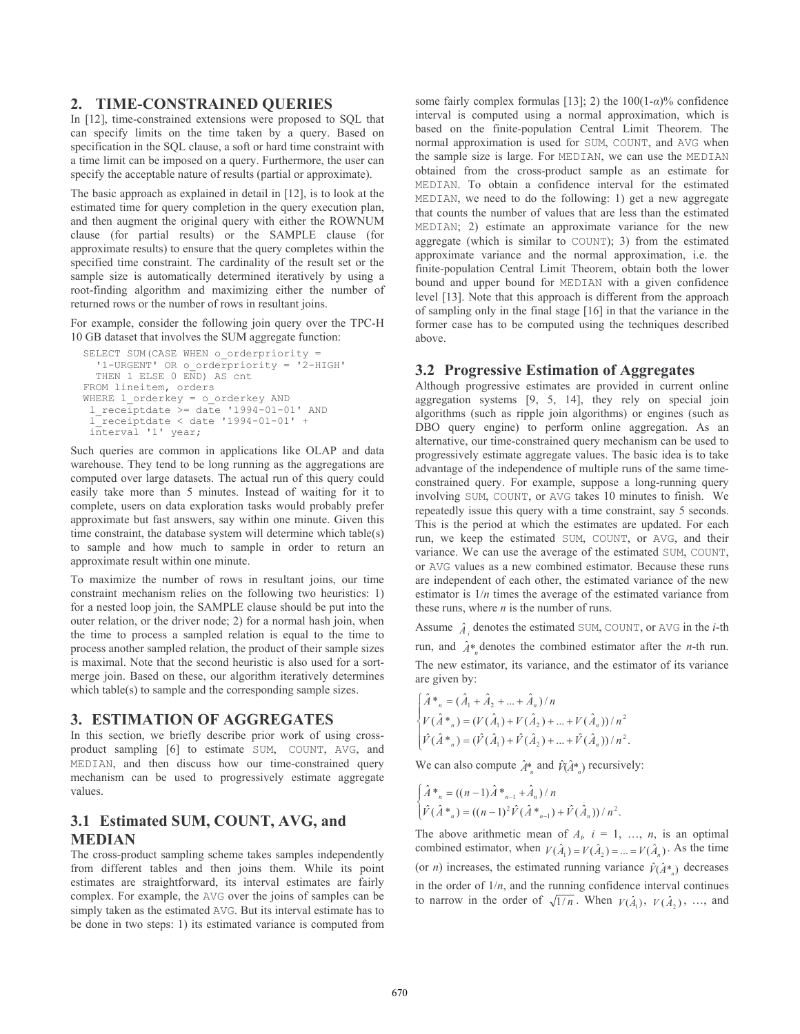## 2. TIME-CONSTRAINED QUERIES

In [12], time-constrained extensions were proposed to SQL that can specify limits on the time taken by a query. Based on specification in the SQL clause, a soft or hard time constraint with a time limit can be imposed on a query. Furthermore, the user can specify the acceptable nature of results (partial or approximate).

The basic approach as explained in detail in [12], is to look at the estimated time for query completion in the query execution plan, and then augment the original query with either the ROWNUM clause (for partial results) or the SAMPLE clause (for approximate results) to ensure that the query completes within the specified time constraint. The cardinality of the result set or the sample size is automatically determined iteratively by using a root-finding algorithm and maximizing either the number of returned rows or the number of rows in resultant joins.

For example, consider the following join query over the TPC-H 10 GB dataset that involves the SUM aggregate function:

```
SELECT SUM(CASE WHEN o_orderpriority =
  '1-URGENT' OR o_orderpriority = '2-HIGH'
  THEN 1 ELSE 0 END) AS cnt
FROM lineitem, orders
WHERE l_orderkey = o_orderkey AND
 l_receiptdate >= date '1994-01-01' AND
 l_receiptdate < date '1994-01-01' +
 interval '1' year;
```

Such queries are common in applications like OLAP and data warehouse. They tend to be long running as the aggregations are computed over large datasets. The actual run of this query could easily take more than 5 minutes. Instead of waiting for it to complete, users on data exploration tasks would probably prefer approximate but fast answers, say within one minute. Given this time constraint, the database system will determine which table(s) to sample and how much to sample in order to return an approximate result within one minute.

To maximize the number of rows in resultant joins, our time constraint mechanism relies on the following two heuristics: 1) for a nested loop join, the SAMPLE clause should be put into the outer relation, or the driver node; 2) for a normal hash join, when the time to process a sampled relation is equal to the time to process another sampled relation, the product of their sample sizes is maximal. Note that the second heuristic is also used for a sort-merge join. Based on these, our algorithm iteratively determines which table(s) to sample and the corresponding sample sizes.

## 3. ESTIMATION OF AGGREGATES

In this section, we briefly describe prior work of using cross-product sampling [6] to estimate SUM, COUNT, AVG, and MEDIAN, and then discuss how our time-constrained query mechanism can be used to progressively estimate aggregate values.

### 3.1 Estimated SUM, COUNT, AVG, and MEDIAN

The cross-product sampling scheme takes samples independently from different tables and then joins them. While its point estimates are straightforward, its interval estimates are fairly complex. For example, the AVG over the joins of samples can be simply taken as the estimated AVG. But its interval estimate has to be done in two steps: 1) its estimated variance is computed from some fairly complex formulas [13]; 2) the 100(1-$\alpha$)% confidence interval is computed using a normal approximation, which is based on the finite-population Central Limit Theorem. The normal approximation is used for SUM, COUNT, and AVG when the sample size is large. For MEDIAN, we can use the MEDIAN obtained from the cross-product sample as an estimate for MEDIAN. To obtain a confidence interval for the estimated MEDIAN, we need to do the following: 1) get a new aggregate that counts the number of values that are less than the estimated MEDIAN; 2) estimate an approximate variance for the new aggregate (which is similar to COUNT); 3) from the estimated approximate variance and the normal approximation, i.e. the finite-population Central Limit Theorem, obtain both the lower bound and upper bound for MEDIAN with a given confidence level [13]. Note that this approach is different from the approach of sampling only in the final stage [16] in that the variance in the former case has to be computed using the techniques described above.

### 3.2 Progressive Estimation of Aggregates

Although progressive estimates are provided in current online aggregation systems [9, 5, 14], they rely on special join algorithms (such as ripple join algorithms) or engines (such as DBO query engine) to perform online aggregation. As an alternative, our time-constrained query mechanism can be used to progressively estimate aggregate values. The basic idea is to take advantage of the independence of multiple runs of the same time-constrained query. For example, suppose a long-running query involving SUM, COUNT, or AVG takes 10 minutes to finish. We repeatedly issue this query with a time constraint, say 5 seconds. This is the period at which the estimates are updated. For each run, we keep the estimated SUM, COUNT, or AVG, and their variance. We can use the average of the estimated SUM, COUNT, or AVG values as a new combined estimator. Because these runs are independent of each other, the estimated variance of the new estimator is $1/n$ times the average of the estimated variance from these runs, where $n$ is the number of runs.

Assume $\hat{A}_i$ denotes the estimated SUM, COUNT, or AVG in the $i$-th run, and $\hat{A}^*_n$ denotes the combined estimator after the $n$-th run. The new estimator, its variance, and the estimator of its variance are given by:

$$
\begin{cases}
\hat{A}^*_n = (\hat{A}_1 + \hat{A}_2 + \ldots + \hat{A}_n)/n \\
V(\hat{A}^*_n) = (V(\hat{A}_1) + V(\hat{A}_2) + \ldots + V(\hat{A}_n))/n^2 \\
\hat{V}(\hat{A}^*_n) = (\hat{V}(\hat{A}_1) + \hat{V}(\hat{A}_2) + \ldots + \hat{V}(\hat{A}_n))/n^2.
\end{cases}
$$

We can also compute $\hat{A}^*_n$ and $\hat{V}(\hat{A}^*_n)$ recursively:

$$
\begin{cases}
\hat{A}^*_n = ((n-1)\hat{A}^*_{n-1} + \hat{A}_n)/n \\
\hat{V}(\hat{A}^*_n) = ((n-1)^2\hat{V}(\hat{A}^*_{n-1}) + \hat{V}(\hat{A}_n))/n^2.
\end{cases}
$$

The above arithmetic mean of $A_i$, $i = 1, \ldots, n$, is an optimal combined estimator, when $V(\hat{A}_1) = V(\hat{A}_2) = \ldots = V(\hat{A}_n)$. As the time (or $n$) increases, the estimated running variance $\hat{V}(\hat{A}^*_n)$ decreases in the order of $1/n$, and the running confidence interval continues to narrow in the order of $\sqrt{1/n}$. When $V(\hat{A}_1)$, $V(\hat{A}_2)$, …, and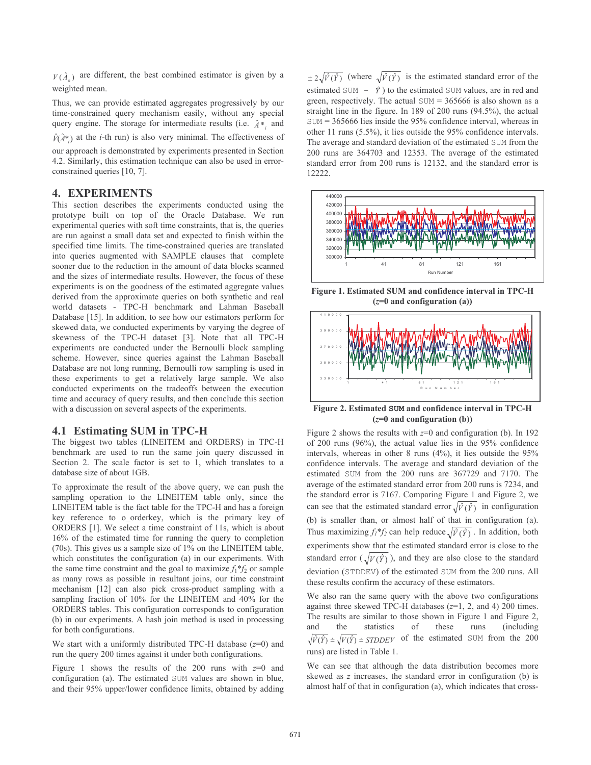$V(\hat{A}_n)$ are different, the best combined estimator is given by a weighted mean.

Thus, we can provide estimated aggregates progressively by our time-constrained query mechanism easily, without any special query engine. The storage for intermediate results (i.e. $\hat{A}^*_i$ and $\hat{V}(\hat{A}^*_i)$ at the $i$-th run) is also very minimal. The effectiveness of our approach is demonstrated by experiments presented in Section 4.2. Similarly, this estimation technique can also be used in error-constrained queries [10, 7].

## 4. EXPERIMENTS

This section describes the experiments conducted using the prototype built on top of the Oracle Database. We run experimental queries with soft time constraints, that is, the queries are run against a small data set and expected to finish within the specified time limits. The time-constrained queries are translated into queries augmented with SAMPLE clauses that complete sooner due to the reduction in the amount of data blocks scanned and the sizes of intermediate results. However, the focus of these experiments is on the goodness of the estimated aggregate values derived from the approximate queries on both synthetic and real world datasets - TPC-H benchmark and Lahman Baseball Database [15]. In addition, to see how our estimators perform for skewed data, we conducted experiments by varying the degree of skewness of the TPC-H dataset [3]. Note that all TPC-H experiments are conducted under the Bernoulli block sampling scheme. However, since queries against the Lahman Baseball Database are not long running, Bernoulli row sampling is used in these experiments to get a relatively large sample. We also conducted experiments on the tradeoffs between the execution time and accuracy of query results, and then conclude this section with a discussion on several aspects of the experiments.

### 4.1 Estimating SUM in TPC-H

The biggest two tables (LINEITEM and ORDERS) in TPC-H benchmark are used to run the same join query discussed in Section 2. The scale factor is set to 1, which translates to a database size of about 1GB.

To approximate the result of the above query, we can push the sampling operation to the LINEITEM table only, since the LINEITEM table is the fact table for the TPC-H and has a foreign key reference to o_orderkey, which is the primary key of ORDERS [1]. We select a time constraint of 11s, which is about 16% of the estimated time for running the query to completion (70s). This gives us a sample size of 1% on the LINEITEM table, which constitutes the configuration (a) in our experiments. With the same time constraint and the goal to maximize $f_1$*$f_2$ or sample as many rows as possible in resultant joins, our time constraint mechanism [12] can also pick cross-product sampling with a sampling fraction of 10% for the LINEITEM and 40% for the ORDERS tables. This configuration corresponds to configuration (b) in our experiments. A hash join method is used in processing for both configurations.

We start with a uniformly distributed TPC-H database ($z$=0) and run the query 200 times against it under both configurations.

Figure 1 shows the results of the 200 runs with $z$=0 and configuration (a). The estimated SUM values are shown in blue, and their 95% upper/lower confidence limits, obtained by adding $\pm 2\sqrt{\hat{V}(\hat{Y})}$ (where $\sqrt{\hat{V}(\hat{Y})}$ is the estimated standard error of the estimated SUM – $\hat{Y}$) to the estimated SUM values, are in red and green, respectively. The actual SUM = 365666 is also shown as a straight line in the figure. In 189 of 200 runs (94.5%), the actual SUM = 365666 lies inside the 95% confidence interval, whereas in other 11 runs (5.5%), it lies outside the 95% confidence intervals. The average and standard deviation of the estimated SUM from the 200 runs are 364703 and 12353. The average of the estimated standard error from 200 runs is 12132, and the standard error is 12222.

**Figure 1. Estimated SUM and confidence interval in TPC-H ($z$=0 and configuration (a))**

**Figure 2. Estimated SUM and confidence interval in TPC-H ($z$=0 and configuration (b))**

Figure 2 shows the results with $z$=0 and configuration (b). In 192 of 200 runs (96%), the actual value lies in the 95% confidence intervals, whereas in other 8 runs (4%), it lies outside the 95% confidence intervals. The average and standard deviation of the estimated SUM from the 200 runs are 367729 and 7170. The average of the estimated standard error from 200 runs is 7234, and the standard error is 7167. Comparing Figure 1 and Figure 2, we can see that the estimated standard error $\sqrt{\hat{V}(\hat{Y})}$ in configuration (b) is smaller than, or almost half of that in configuration (a). Thus maximizing $f_1$*$f_2$ can help reduce $\sqrt{\hat{V}(\hat{Y})}$. In addition, both experiments show that the estimated standard error is close to the standard error ($\sqrt{V(\hat{Y})}$), and they are also close to the standard deviation (STDDEV) of the estimated SUM from the 200 runs. All these results confirm the accuracy of these estimators.

We also ran the same query with the above two configurations against three skewed TPC-H databases ($z$=1, 2, and 4) 200 times. The results are similar to those shown in Figure 1 and Figure 2, and the statistics of these runs (including $\sqrt{\hat{V}(\hat{Y})} \doteq \sqrt{V(\hat{Y})} \doteq STDDEV$ of the estimated SUM from the 200 runs) are listed in Table 1.

We can see that although the data distribution becomes more skewed as $z$ increases, the standard error in configuration (b) is almost half of that in configuration (a), which indicates that cross-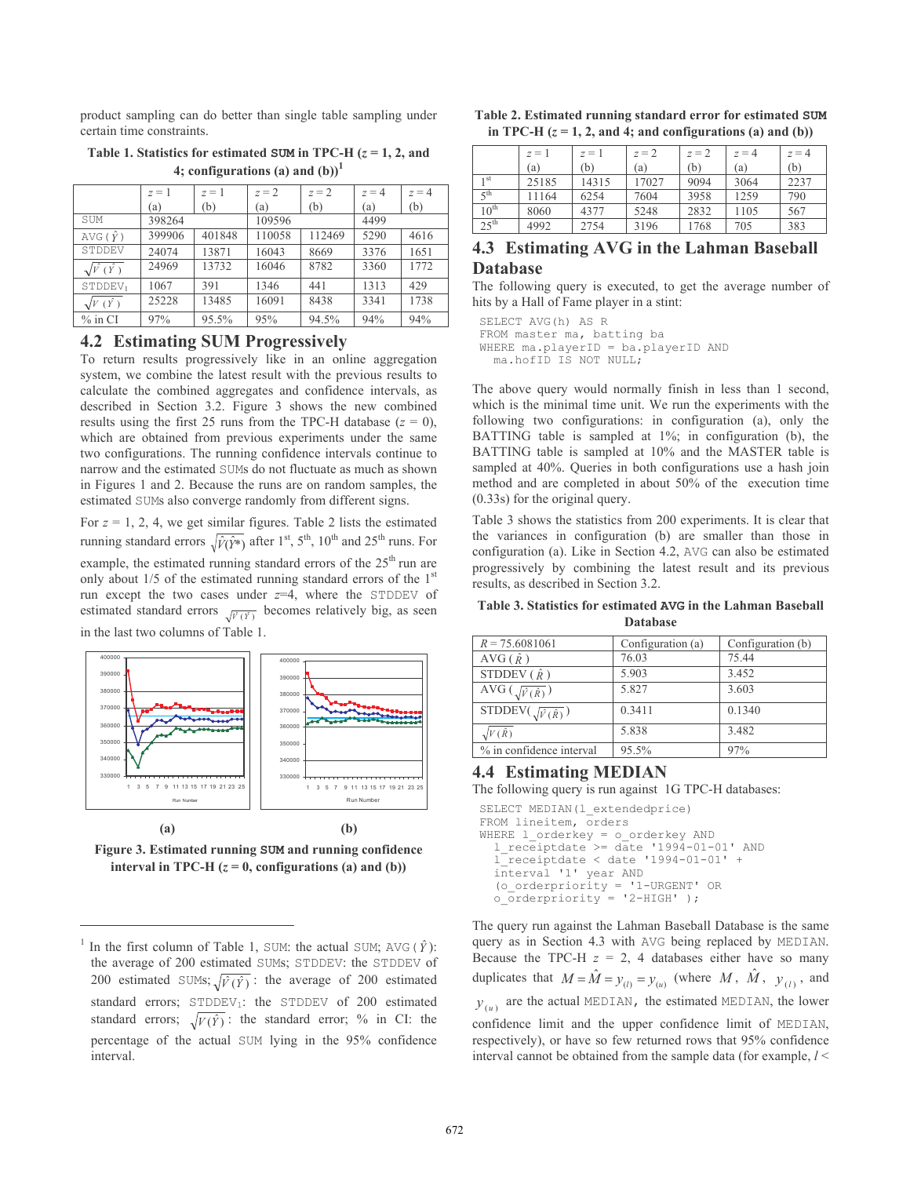product sampling can do better than single table sampling under certain time constraints.

**Table 1. Statistics for estimated SUM in TPC-H ($z$ = 1, 2, and 4; configurations (a) and (b))**[1]

| | $z$ = 1 (a) | $z$ = 1 (b) | $z$ = 2 (a) | $z$ = 2 (b) | $z$ = 4 (a) | $z$ = 4 (b) |
|---|---|---|---|---|---|---|
| SUM | 398264 | | 109596 | | 4499 | |
| AVG ($\hat{Y}$) | 399906 | 401848 | 110058 | 112469 | 5290 | 4616 |
| STDDEV | 24074 | 13871 | 16043 | 8669 | 3376 | 1651 |
| $\sqrt{\hat{V}(\hat{Y})}$ | 24969 | 13732 | 16046 | 8782 | 3360 | 1772 |
| $\text{STDDEV}_1$ | 1067 | 391 | 1346 | 441 | 1313 | 429 |
| $\sqrt{V(\hat{Y})}$ | 25228 | 13485 | 16091 | 8438 | 3341 | 1738 |
| % in CI | 97% | 95.5% | 95% | 94.5% | 94% | 94% |

## 4.2 Estimating SUM Progressively

To return results progressively like in an online aggregation system, we combine the latest result with the previous results to calculate the combined aggregates and confidence intervals, as described in Section 3.2. Figure 3 shows the new combined results using the first 25 runs from the TPC-H database ($z$ = 0), which are obtained from previous experiments under the same two configurations. The running confidence intervals continue to narrow and the estimated SUMs do not fluctuate as much as shown in Figures 1 and 2. Because the runs are on random samples, the estimated SUMs also converge randomly from different signs.

For $z$ = 1, 2, 4, we get similar figures. Table 2 lists the estimated running standard errors $\sqrt{\hat{V}(\hat{Y}^*)}$ after 1st, 5th, 10th and 25th runs. For example, the estimated running standard errors of the 25th run are only about 1/5 of the estimated running standard errors of the 1st run except the two cases under $z$=4, where the STDDEV of estimated standard errors $\sqrt{\hat{V}(\hat{Y})}$ becomes relatively big, as seen in the last two columns of Table 1.

(a) (b)

**Figure 3. Estimated running SUM and running confidence interval in TPC-H ($z$ = 0, configurations (a) and (b))**

[1] In the first column of Table 1, SUM: the actual SUM; AVG ($\hat{Y}$): the average of 200 estimated SUMs; STDDEV: the STDDEV of 200 estimated SUMs; $\sqrt{\hat{V}(\hat{Y})}$: the average of 200 estimated standard errors; $\text{STDDEV}_1$: the STDDEV of 200 estimated standard errors; $\sqrt{V(\hat{Y})}$: the standard error; % in CI: the percentage of the actual SUM lying in the 95% confidence interval.

**Table 2. Estimated running standard error for estimated SUM in TPC-H ($z$ = 1, 2, and 4; and configurations (a) and (b))**

| | $z$ = 1 (a) | $z$ = 1 (b) | $z$ = 2 (a) | $z$ = 2 (b) | $z$ = 4 (a) | $z$ = 4 (b) |
|---|---|---|---|---|---|---|
| 1st | 25185 | 14315 | 17027 | 9094 | 3064 | 2237 |
| 5th | 11164 | 6254 | 7604 | 3958 | 1259 | 790 |
| 10th | 8060 | 4377 | 5248 | 2832 | 1105 | 567 |
| 25th | 4992 | 2754 | 3196 | 1768 | 705 | 383 |

## 4.3 Estimating AVG in the Lahman Baseball Database

The following query is executed, to get the average number of hits by a Hall of Fame player in a stint:

```
SELECT AVG(h) AS R
FROM master ma, batting ba
WHERE ma.playerID = ba.playerID AND
  ma.hofID IS NOT NULL;
```

The above query would normally finish in less than 1 second, which is the minimal time unit. We run the experiments with the following two configurations: in configuration (a), only the BATTING table is sampled at 1%; in configuration (b), the BATTING table is sampled at 10% and the MASTER table is sampled at 40%. Queries in both configurations use a hash join method and are completed in about 50% of the execution time (0.33s) for the original query.

Table 3 shows the statistics from 200 experiments. It is clear that the variances in configuration (b) are smaller than those in configuration (a). Like in Section 4.2, AVG can also be estimated progressively by combining the latest result and its previous results, as described in Section 3.2.

**Table 3. Statistics for estimated AVG in the Lahman Baseball Database**

| $R$ = 75.6081061 | Configuration (a) | Configuration (b) |
|---|---|---|
| AVG ($\hat{R}$) | 76.03 | 75.44 |
| STDDEV ($\hat{R}$) | 5.903 | 3.452 |
| AVG ($\sqrt{\hat{V}(\hat{R})}$) | 5.827 | 3.603 |
| STDDEV($\sqrt{\hat{V}(\hat{R})}$) | 0.3411 | 0.1340 |
| $\sqrt{V(\hat{R})}$ | 5.838 | 3.482 |
| % in confidence interval | 95.5% | 97% |

## 4.4 Estimating MEDIAN

The following query is run against 1G TPC-H databases:

```
SELECT MEDIAN(l_extendedprice)
FROM lineitem, orders
WHERE l_orderkey = o_orderkey AND
  l_receiptdate >= date '1994-01-01' AND
  l_receiptdate < date '1994-01-01' +
  interval '1' year AND
  (o_orderpriority = '1-URGENT' OR
  o_orderpriority = '2-HIGH' );
```

The query run against the Lahman Baseball Database is the same query as in Section 4.3 with AVG being replaced by MEDIAN. Because the TPC-H $z$ = 2, 4 databases either have so many duplicates that $M = \hat{M} = y_{(l)} = y_{(u)}$ (where $M$, $\hat{M}$, $y_{(l)}$, and $y_{(u)}$ are the actual MEDIAN, the estimated MEDIAN, the lower confidence limit and the upper confidence limit of MEDIAN, respectively), or have so few returned rows that 95% confidence interval cannot be obtained from the sample data (for example, $l$ <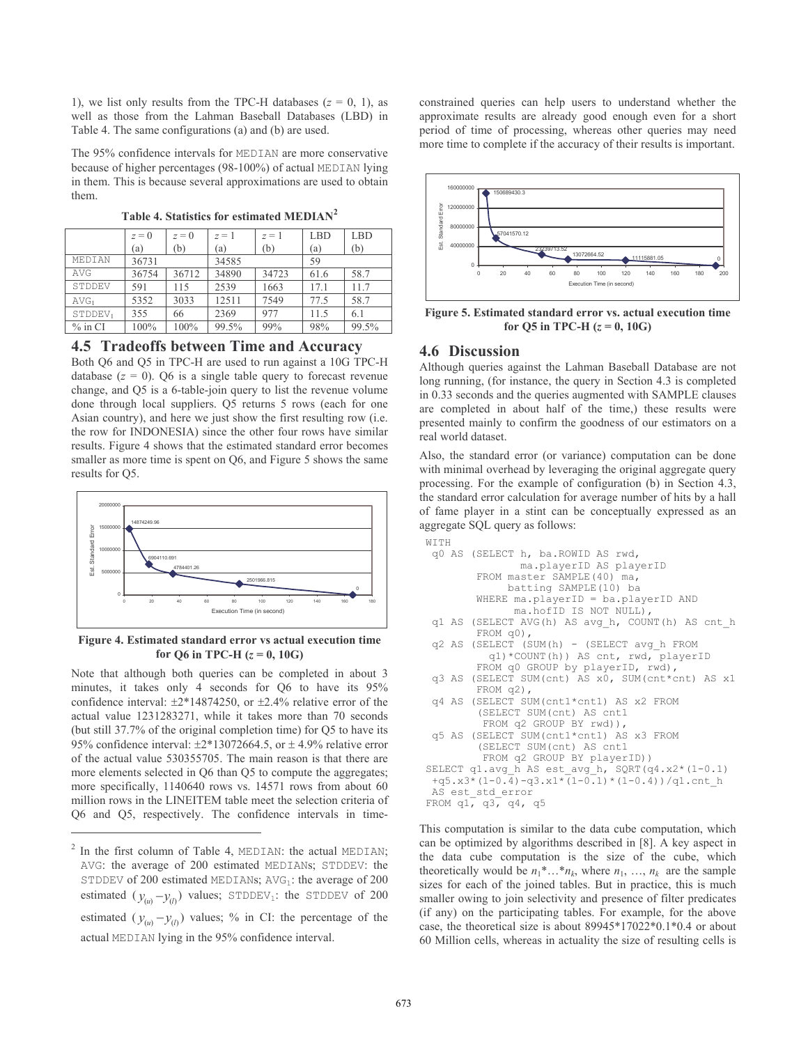1), we list only results from the TPC-H databases ($z$ = 0, 1), as well as those from the Lahman Baseball Databases (LBD) in Table 4. The same configurations (a) and (b) are used.

The 95% confidence intervals for MEDIAN are more conservative because of higher percentages (98-100%) of actual MEDIAN lying in them. This is because several approximations are used to obtain them.

**Table 4. Statistics for estimated MEDIAN[2]**

| | $z$ = 0 (a) | $z$ = 0 (b) | $z$ = 1 (a) | $z$ = 1 (b) | LBD (a) | LBD (b) |
|---|---|---|---|---|---|---|
| MEDIAN | 36731 | | 34585 | | 59 | |
| AVG | 36754 | 36712 | 34890 | 34723 | 61.6 | 58.7 |
| STDDEV | 591 | 115 | 2539 | 1663 | 17.1 | 11.7 |
| $AVG_I$ | 5352 | 3033 | 12511 | 7549 | 77.5 | 58.7 |
| $STDDEV_I$ | 355 | 66 | 2369 | 977 | 11.5 | 6.1 |
| % in CI | 100% | 100% | 99.5% | 99% | 98% | 99.5% |

## 4.5 Tradeoffs between Time and Accuracy

Both Q6 and Q5 in TPC-H are used to run against a 10G TPC-H database ($z$ = 0). Q6 is a single table query to forecast revenue change, and Q5 is a 6-table-join query to list the revenue volume done through local suppliers. Q5 returns 5 rows (each for one Asian country), and here we just show the first resulting row (i.e. the row for INDONESIA) since the other four rows have similar results. Figure 4 shows that the estimated standard error becomes smaller as more time is spent on Q6, and Figure 5 shows the same results for Q5.

**Figure 4. Estimated standard error vs actual execution time for Q6 in TPC-H ($z$ = 0, 10G)**

Note that although both queries can be completed in about 3 minutes, it takes only 4 seconds for Q6 to have its 95% confidence interval: ±2*14874250, or ±2.4% relative error of the actual value 1231283271, while it takes more than 70 seconds (but still 37.7% of the original completion time) for Q5 to have its 95% confidence interval: ±2*13072664.5, or ± 4.9% relative error of the actual value 530355705. The main reason is that there are more elements selected in Q6 than Q5 to compute the aggregates; more specifically, 1140640 rows vs. 14571 rows from about 60 million rows in the LINEITEM table meet the selection criteria of Q6 and Q5, respectively. The confidence intervals in time-constrained queries can help users to understand whether the approximate results are already good enough even for a short period of time of processing, whereas other queries may need more time to complete if the accuracy of their results is important.

**Figure 5. Estimated standard error vs. actual execution time for Q5 in TPC-H ($z$ = 0, 10G)**

## 4.6 Discussion

Although queries against the Lahman Baseball Database are not long running, (for instance, the query in Section 4.3 is completed in 0.33 seconds and the queries augmented with SAMPLE clauses are completed in about half of the time,) these results were presented mainly to confirm the goodness of our estimators on a real world dataset.

Also, the standard error (or variance) computation can be done with minimal overhead by leveraging the original aggregate query processing. For the example of configuration (b) in Section 4.3, the standard error calculation for average number of hits by a hall of fame player in a stint can be conceptually expressed as an aggregate SQL query as follows:

```
WITH
  q0 AS (SELECT h, ba.ROWID AS rwd,
               ma.playerID AS playerID
         FROM master SAMPLE(40) ma,
              batting SAMPLE(10) ba
         WHERE ma.playerID = ba.playerID AND
               ma.hofID IS NOT NULL),
  q1 AS (SELECT AVG(h) AS avg_h, COUNT(h) AS cnt_h
         FROM q0),
  q2 AS (SELECT (SUM(h) - (SELECT avg_h FROM
            q1)*COUNT(h)) AS cnt, rwd, playerID
         FROM q0 GROUP by playerID, rwd),
  q3 AS (SELECT SUM(cnt) AS x0, SUM(cnt*cnt) AS x1
         FROM q2),
  q4 AS (SELECT SUM(cnt1*cnt1) AS x2 FROM
          (SELECT SUM(cnt) AS cnt1
           FROM q2 GROUP BY rwd)),
  q5 AS (SELECT SUM(cnt1*cnt1) AS x3 FROM
          (SELECT SUM(cnt) AS cnt1
           FROM q2 GROUP BY playerID))
SELECT q1.avg_h AS est_avg_h, SQRT(q4.x2*(1-0.1)
  +q5.x3*(1-0.4)-q3.x1*(1-0.1)*(1-0.4))/q1.cnt_h
  AS est_std_error
FROM q1, q3, q4, q5
```

This computation is similar to the data cube computation, which can be optimized by algorithms described in [8]. A key aspect in the data cube computation is the size of the cube, which theoretically would be $n_1 * \ldots * n_k$, where $n_1, \ldots, n_k$ are the sample sizes for each of the joined tables. But in practice, this is much smaller owing to join selectivity and presence of filter predicates (if any) on the participating tables. For example, for the above case, the theoretical size is about 89945*17022*0.1*0.4 or about 60 Million cells, whereas in actuality the size of resulting cells is

---

[2] In the first column of Table 4, MEDIAN: the actual MEDIAN; AVG: the average of 200 estimated MEDIANs; STDDEV: the STDDEV of 200 estimated MEDIANs; $AVG_I$: the average of 200 estimated $(y_{(u)} - y_{(l)})$ values; $STDDEV_I$: the STDDEV of 200 estimated $(y_{(u)} - y_{(l)})$ values; % in CI: the percentage of the actual MEDIAN lying in the 95% confidence interval.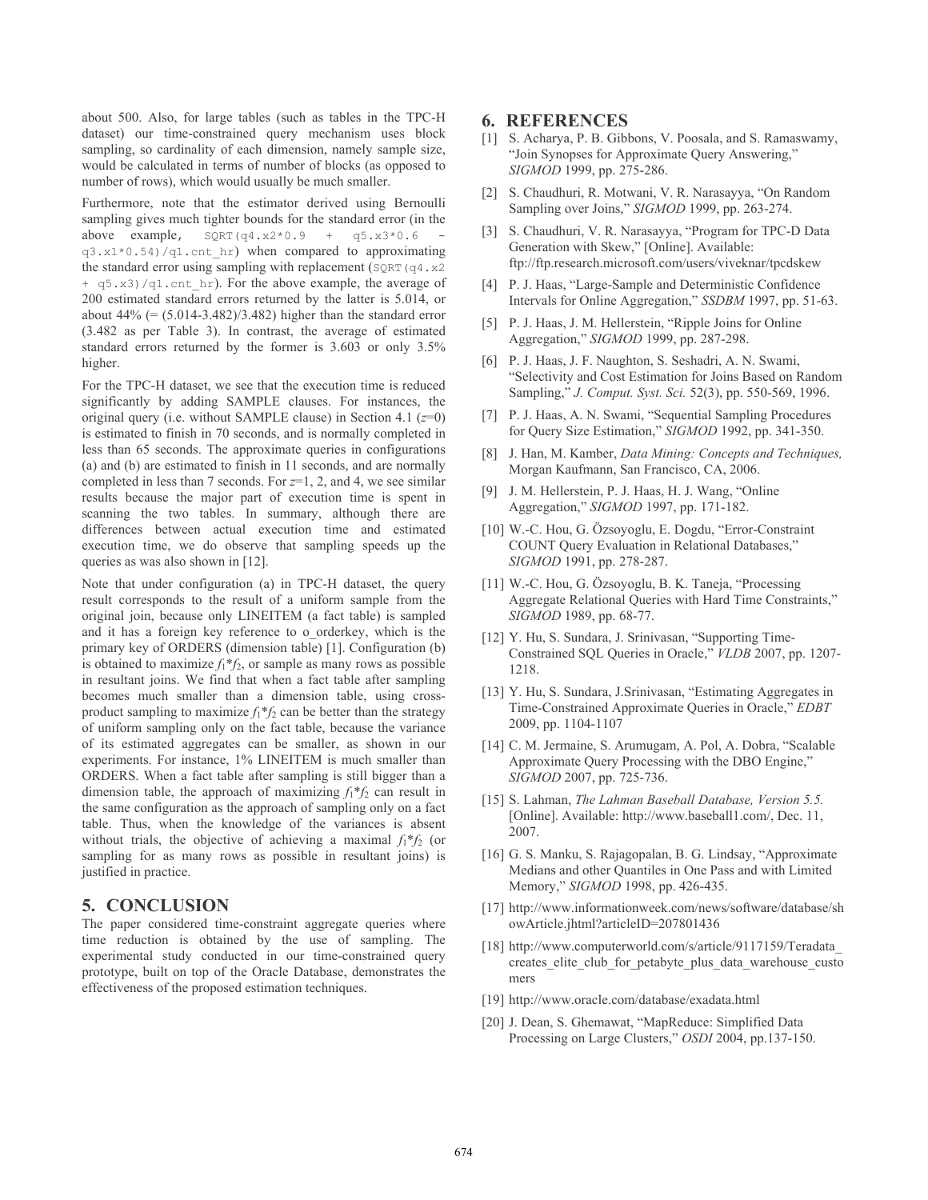about 500. Also, for large tables (such as tables in the TPC-H dataset) our time-constrained query mechanism uses block sampling, so cardinality of each dimension, namely sample size, would be calculated in terms of number of blocks (as opposed to number of rows), which would usually be much smaller.

Furthermore, note that the estimator derived using Bernoulli sampling gives much tighter bounds for the standard error (in the above example, `SQRT(q4.x2*0.9 + q5.x3*0.6 - q3.x1*0.54)/q1.cnt_hr`) when compared to approximating the standard error using sampling with replacement (`SQRT(q4.x2 + q5.x3)/q1.cnt_hr`). For the above example, the average of 200 estimated standard errors returned by the latter is 5.014, or about 44% (= (5.014-3.482)/3.482) higher than the standard error (3.482 as per Table 3). In contrast, the average of estimated standard errors returned by the former is 3.603 or only 3.5% higher.

For the TPC-H dataset, we see that the execution time is reduced significantly by adding SAMPLE clauses. For instances, the original query (i.e. without SAMPLE clause) in Section 4.1 ($z$=0) is estimated to finish in 70 seconds, and is normally completed in less than 65 seconds. The approximate queries in configurations (a) and (b) are estimated to finish in 11 seconds, and are normally completed in less than 7 seconds. For $z$=1, 2, and 4, we see similar results because the major part of execution time is spent in scanning the two tables. In summary, although there are differences between actual execution time and estimated execution time, we do observe that sampling speeds up the queries as was also shown in [12].

Note that under configuration (a) in TPC-H dataset, the query result corresponds to the result of a uniform sample from the original join, because only LINEITEM (a fact table) is sampled and it has a foreign key reference to o_orderkey, which is the primary key of ORDERS (dimension table) [1]. Configuration (b) is obtained to maximize $f_1*f_2$, or sample as many rows as possible in resultant joins. We find that when a fact table after sampling becomes much smaller than a dimension table, using cross-product sampling to maximize $f_1*f_2$ can be better than the strategy of uniform sampling only on the fact table, because the variance of its estimated aggregates can be smaller, as shown in our experiments. For instance, 1% LINEITEM is much smaller than ORDERS. When a fact table after sampling is still bigger than a dimension table, the approach of maximizing $f_1*f_2$ can result in the same configuration as the approach of sampling only on a fact table. Thus, when the knowledge of the variances is absent without trials, the objective of achieving a maximal $f_1*f_2$ (or sampling for as many rows as possible in resultant joins) is justified in practice.

## 5. CONCLUSION

The paper considered time-constraint aggregate queries where time reduction is obtained by the use of sampling. The experimental study conducted in our time-constrained query prototype, built on top of the Oracle Database, demonstrates the effectiveness of the proposed estimation techniques.

## 6. REFERENCES

[1] S. Acharya, P. B. Gibbons, V. Poosala, and S. Ramaswamy, "Join Synopses for Approximate Query Answering," *SIGMOD* 1999, pp. 275-286.

[2] S. Chaudhuri, R. Motwani, V. R. Narasayya, "On Random Sampling over Joins," *SIGMOD* 1999, pp. 263-274.

[3] S. Chaudhuri, V. R. Narasayya, "Program for TPC-D Data Generation with Skew," [Online]. Available: ftp://ftp.research.microsoft.com/users/viveknar/tpcdskew

[4] P. J. Haas, "Large-Sample and Deterministic Confidence Intervals for Online Aggregation," *SSDBM* 1997, pp. 51-63.

[5] P. J. Haas, J. M. Hellerstein, "Ripple Joins for Online Aggregation," *SIGMOD* 1999, pp. 287-298.

[6] P. J. Haas, J. F. Naughton, S. Seshadri, A. N. Swami, "Selectivity and Cost Estimation for Joins Based on Random Sampling," *J. Comput. Syst. Sci.* 52(3), pp. 550-569, 1996.

[7] P. J. Haas, A. N. Swami, "Sequential Sampling Procedures for Query Size Estimation," *SIGMOD* 1992, pp. 341-350.

[8] J. Han, M. Kamber, *Data Mining: Concepts and Techniques,* Morgan Kaufmann, San Francisco, CA, 2006.

[9] J. M. Hellerstein, P. J. Haas, H. J. Wang, "Online Aggregation," *SIGMOD* 1997, pp. 171-182.

[10] W.-C. Hou, G. Özsoyoglu, E. Dogdu, "Error-Constraint COUNT Query Evaluation in Relational Databases," *SIGMOD* 1991, pp. 278-287.

[11] W.-C. Hou, G. Özsoyoglu, B. K. Taneja, "Processing Aggregate Relational Queries with Hard Time Constraints," *SIGMOD* 1989, pp. 68-77.

[12] Y. Hu, S. Sundara, J. Srinivasan, "Supporting Time-Constrained SQL Queries in Oracle," *VLDB* 2007, pp. 1207-1218.

[13] Y. Hu, S. Sundara, J.Srinivasan, "Estimating Aggregates in Time-Constrained Approximate Queries in Oracle," *EDBT* 2009, pp. 1104-1107

[14] C. M. Jermaine, S. Arumugam, A. Pol, A. Dobra, "Scalable Approximate Query Processing with the DBO Engine," *SIGMOD* 2007, pp. 725-736.

[15] S. Lahman, *The Lahman Baseball Database, Version 5.5.* [Online]. Available: http://www.baseball1.com/, Dec. 11, 2007.

[16] G. S. Manku, S. Rajagopalan, B. G. Lindsay, "Approximate Medians and other Quantiles in One Pass and with Limited Memory," *SIGMOD* 1998, pp. 426-435.

[17] http://www.informationweek.com/news/software/database/showArticle.jhtml?articleID=207801436

[18] http://www.computerworld.com/s/article/9117159/Teradata_creates_elite_club_for_petabyte_plus_data_warehouse_customers

[19] http://www.oracle.com/database/exadata.html

[20] J. Dean, S. Ghemawat, "MapReduce: Simplified Data Processing on Large Clusters," *OSDI* 2004, pp.137-150.